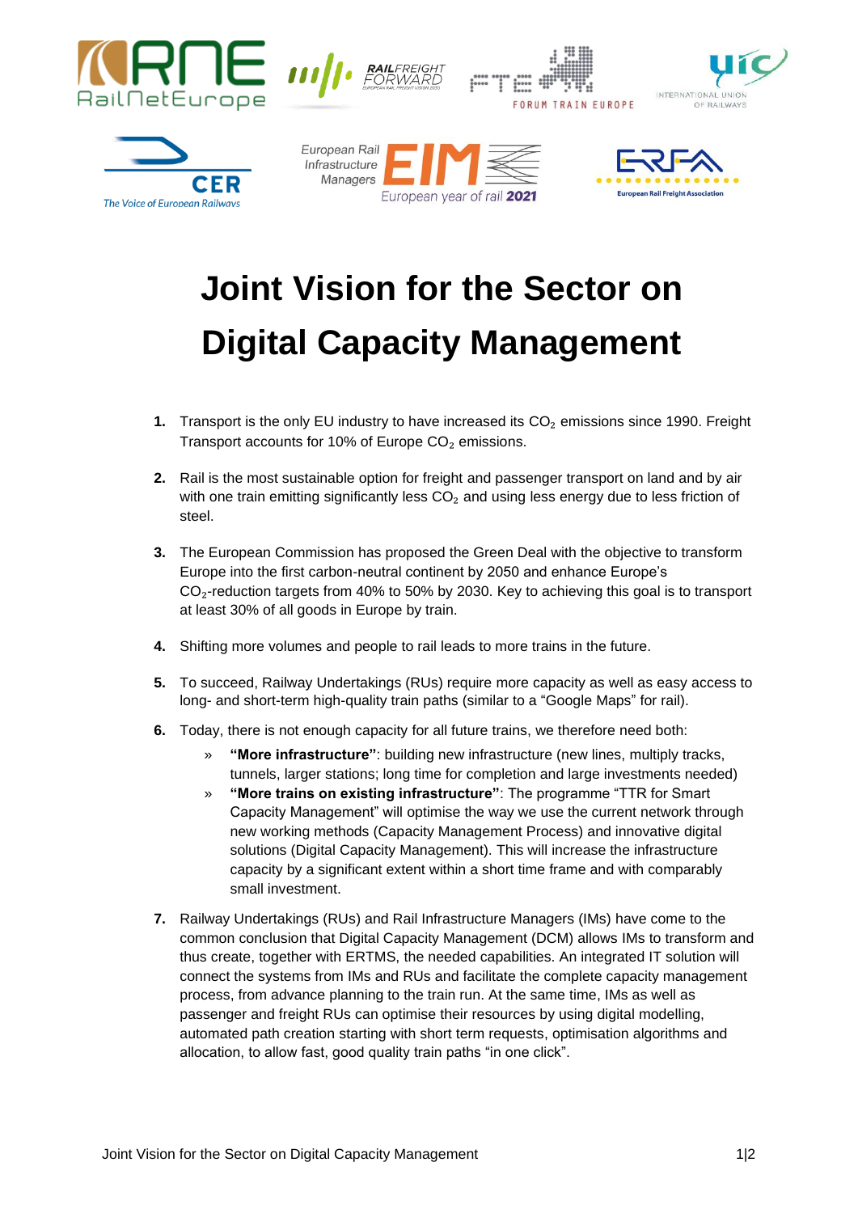# Joint Vision for the Sector on Digital Capacity Management

1. Transport is the only EU industry to have increased its $CO_2$ emissions since 1990. Freight Transport accounts for 10% of Europe $CO_2$ emissions.

2. Rail is the most sustainable option for freight and passenger transport on land and by air with one train emitting significantly less $CO_2$ and using less energy due to less friction of steel.

3. The European Commission has proposed the Green Deal with the objective to transform Europe into the first carbon-neutral continent by 2050 and enhance Europe's $CO_2$-reduction targets from 40% to 50% by 2030. Key to achieving this goal is to transport at least 30% of all goods in Europe by train.

4. Shifting more volumes and people to rail leads to more trains in the future.

5. To succeed, Railway Undertakings (RUs) require more capacity as well as easy access to long- and short-term high-quality train paths (similar to a "Google Maps" for rail).

6. Today, there is not enough capacity for all future trains, we therefore need both:
   - **"More infrastructure"**: building new infrastructure (new lines, multiply tracks, tunnels, larger stations; long time for completion and large investments needed)
   - **"More trains on existing infrastructure"**: The programme "TTR for Smart Capacity Management" will optimise the way we use the current network through new working methods (Capacity Management Process) and innovative digital solutions (Digital Capacity Management). This will increase the infrastructure capacity by a significant extent within a short time frame and with comparably small investment.

7. Railway Undertakings (RUs) and Rail Infrastructure Managers (IMs) have come to the common conclusion that Digital Capacity Management (DCM) allows IMs to transform and thus create, together with ERTMS, the needed capabilities. An integrated IT solution will connect the systems from IMs and RUs and facilitate the complete capacity management process, from advance planning to the train run. At the same time, IMs as well as passenger and freight RUs can optimise their resources by using digital modelling, automated path creation starting with short term requests, optimisation algorithms and allocation, to allow fast, good quality train paths "in one click".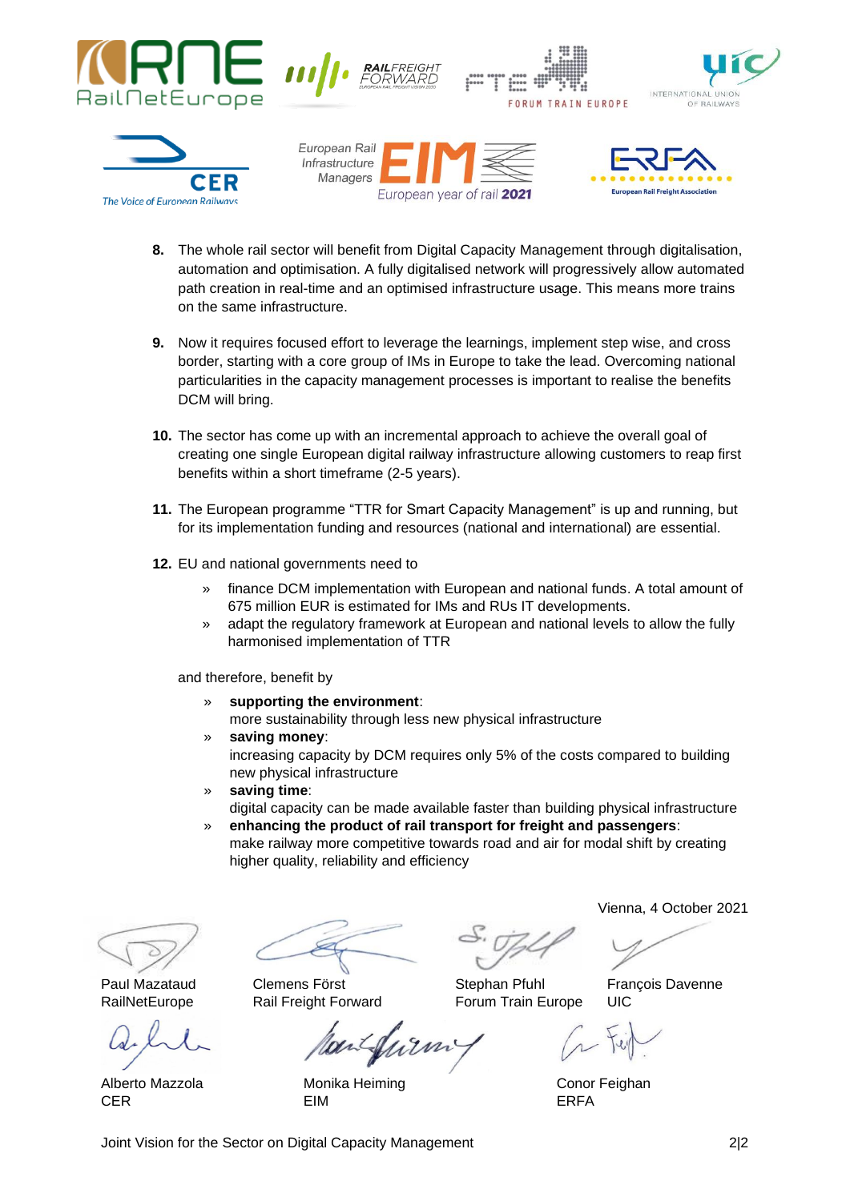8. The whole rail sector will benefit from Digital Capacity Management through digitalisation, automation and optimisation. A fully digitalised network will progressively allow automated path creation in real-time and an optimised infrastructure usage. This means more trains on the same infrastructure.

9. Now it requires focused effort to leverage the learnings, implement step wise, and cross border, starting with a core group of IMs in Europe to take the lead. Overcoming national particularities in the capacity management processes is important to realise the benefits DCM will bring.

10. The sector has come up with an incremental approach to achieve the overall goal of creating one single European digital railway infrastructure allowing customers to reap first benefits within a short timeframe (2-5 years).

11. The European programme "TTR for Smart Capacity Management" is up and running, but for its implementation funding and resources (national and international) are essential.

12. EU and national governments need to

    - finance DCM implementation with European and national funds. A total amount of 675 million EUR is estimated for IMs and RUs IT developments.
    - adapt the regulatory framework at European and national levels to allow the fully harmonised implementation of TTR

    and therefore, benefit by

    - **supporting the environment**:
      more sustainability through less new physical infrastructure
    - **saving money**:
      increasing capacity by DCM requires only 5% of the costs compared to building new physical infrastructure
    - **saving time**:
      digital capacity can be made available faster than building physical infrastructure
    - **enhancing the product of rail transport for freight and passengers**:
      make railway more competitive towards road and air for modal shift by creating higher quality, reliability and efficiency

Vienna, 4 October 2021

| | | | |
|---|---|---|---|
| Paul Mazataud<br>RailNetEurope | Clemens Först<br>Rail Freight Forward | Stephan Pfuhl<br>Forum Train Europe | François Davenne<br>UIC |
| Alberto Mazzola<br>CER | Monika Heiming<br>EIM | | Conor Feighan<br>ERFA |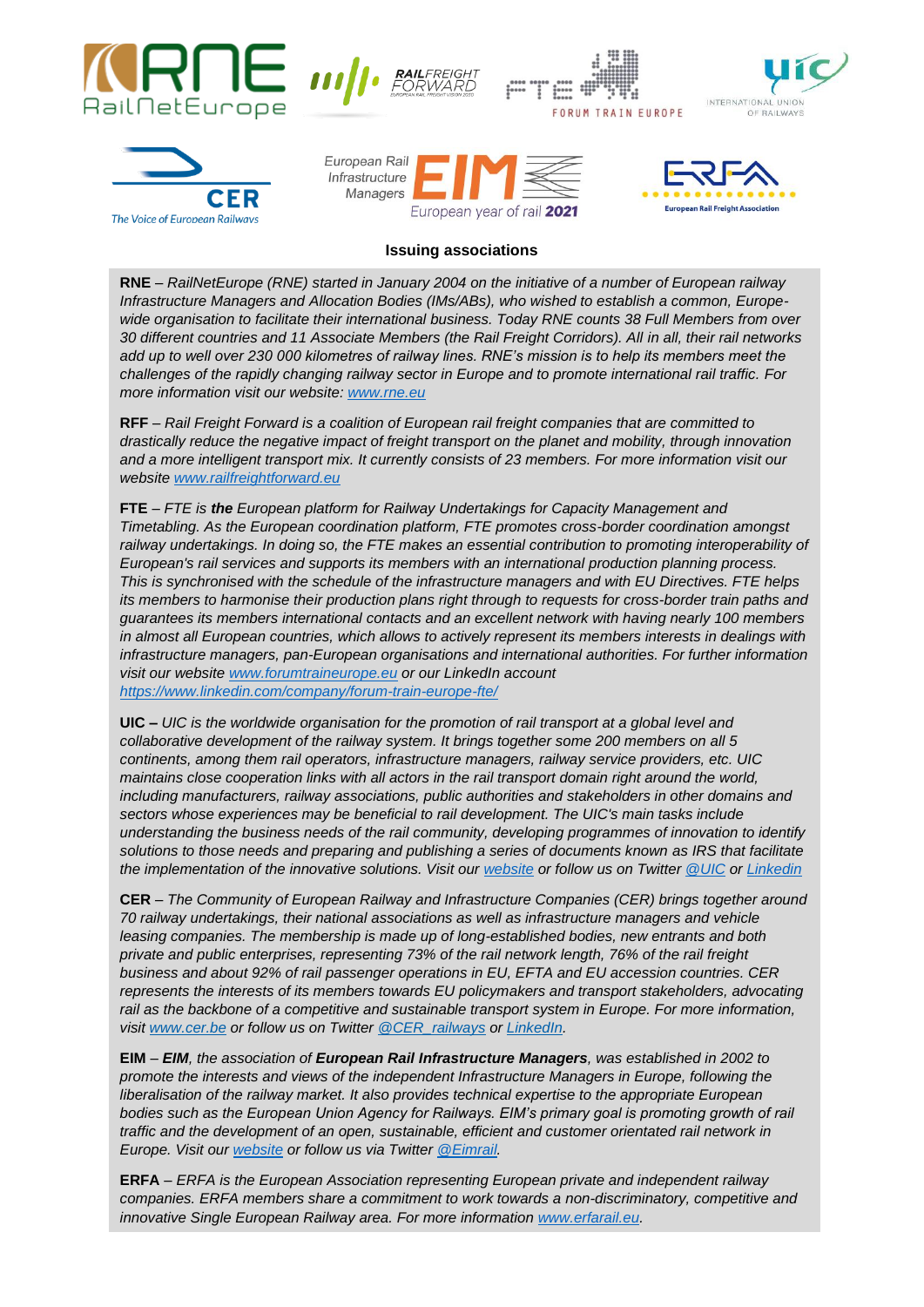**Issuing associations**

**RNE** – *RailNetEurope (RNE) started in January 2004 on the initiative of a number of European railway Infrastructure Managers and Allocation Bodies (IMs/ABs), who wished to establish a common, Europe-wide organisation to facilitate their international business. Today RNE counts 38 Full Members from over 30 different countries and 11 Associate Members (the Rail Freight Corridors). All in all, their rail networks add up to well over 230 000 kilometres of railway lines. RNE's mission is to help its members meet the challenges of the rapidly changing railway sector in Europe and to promote international rail traffic. For more information visit our website: [www.rne.eu](www.rne.eu)*

**RFF** – *Rail Freight Forward is a coalition of European rail freight companies that are committed to drastically reduce the negative impact of freight transport on the planet and mobility, through innovation and a more intelligent transport mix. It currently consists of 23 members. For more information visit our website [www.railfreightforward.eu](www.railfreightforward.eu)*

**FTE** – *FTE is **the** European platform for Railway Undertakings for Capacity Management and Timetabling. As the European coordination platform, FTE promotes cross-border coordination amongst railway undertakings. In doing so, the FTE makes an essential contribution to promoting interoperability of European's rail services and supports its members with an international production planning process. This is synchronised with the schedule of the infrastructure managers and with EU Directives. FTE helps its members to harmonise their production plans right through to requests for cross-border train paths and guarantees its members international contacts and an excellent network with having nearly 100 members in almost all European countries, which allows to actively represent its members interests in dealings with infrastructure managers, pan-European organisations and international authorities. For further information visit our website [www.forumtraineurope.eu](www.forumtraineurope.eu) or our LinkedIn account <https://www.linkedin.com/company/forum-train-europe-fte/>*

**UIC –** *UIC is the worldwide organisation for the promotion of rail transport at a global level and collaborative development of the railway system. It brings together some 200 members on all 5 continents, among them rail operators, infrastructure managers, railway service providers, etc. UIC maintains close cooperation links with all actors in the rail transport domain right around the world, including manufacturers, railway associations, public authorities and stakeholders in other domains and sectors whose experiences may be beneficial to rail development. The UIC's main tasks include understanding the business needs of the rail community, developing programmes of innovation to identify solutions to those needs and preparing and publishing a series of documents known as IRS that facilitate the implementation of the innovative solutions. Visit our website or follow us on Twitter @UIC or Linkedin*

**CER** – *The Community of European Railway and Infrastructure Companies (CER) brings together around 70 railway undertakings, their national associations as well as infrastructure managers and vehicle leasing companies. The membership is made up of long-established bodies, new entrants and both private and public enterprises, representing 73% of the rail network length, 76% of the rail freight business and about 92% of rail passenger operations in EU, EFTA and EU accession countries. CER represents the interests of its members towards EU policymakers and transport stakeholders, advocating rail as the backbone of a competitive and sustainable transport system in Europe. For more information, visit [www.cer.be](www.cer.be) or follow us on Twitter @CER_railways or LinkedIn.*

**EIM** – ***EIM**, the association of **European Rail Infrastructure Managers**, was established in 2002 to promote the interests and views of the independent Infrastructure Managers in Europe, following the liberalisation of the railway market. It also provides technical expertise to the appropriate European bodies such as the European Union Agency for Railways. EIM's primary goal is promoting growth of rail traffic and the development of an open, sustainable, efficient and customer orientated rail network in Europe. Visit our website or follow us via Twitter @Eimrail.*

**ERFA** – *ERFA is the European Association representing European private and independent railway companies. ERFA members share a commitment to work towards a non-discriminatory, competitive and innovative Single European Railway area. For more information [www.erfarail.eu](www.erfarail.eu).*